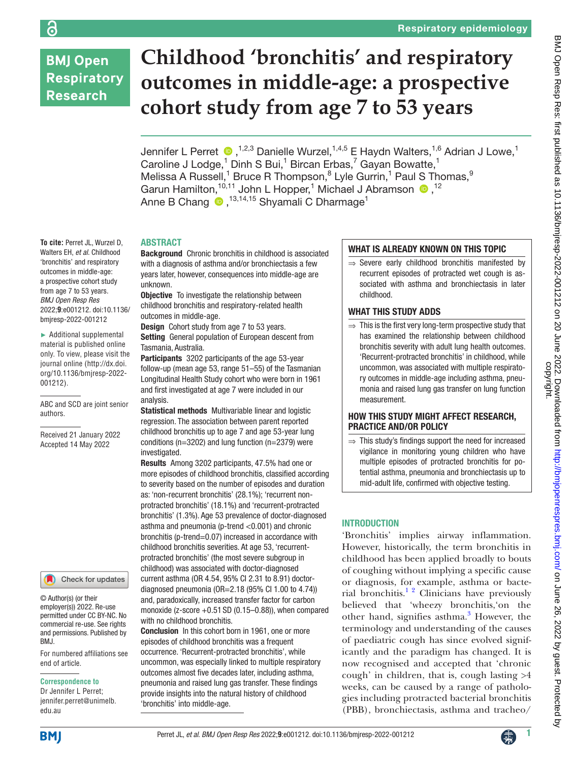Respiratory epidemiology

# Childhood 'bronchitis' and respiratory outcomes in middle-age: a prospective cohort study from age 7 to 53 years

Jennifer L Perret,[1,2,3] Danielle Wurzel,[1,4,5] E Haydn Walters,[1,6] Adrian J Lowe,[1] Caroline J Lodge,[1] Dinh S Bui,[1] Bircan Erbas,[7] Gayan Bowatte,[1] Melissa A Russell,[1] Bruce R Thompson,[8] Lyle Gurrin,[1] Paul S Thomas,[9] Garun Hamilton,[10,11] John L Hopper,[1] Michael J Abramson,[12] Anne B Chang,[13,14,15] Shyamali C Dharmage[1]

**To cite:** Perret JL, Wurzel D, Walters EH, *et al*. Childhood 'bronchitis' and respiratory outcomes in middle-age: a prospective cohort study from age 7 to 53 years. *BMJ Open Resp Res* 2022;**9**:e001212. doi:10.1136/bmjresp-2022-001212

► Additional supplemental material is published online only. To view, please visit the journal online (http://dx.doi.org/10.1136/bmjresp-2022-001212).

ABC and SCD are joint senior authors.

Received 21 January 2022
Accepted 14 May 2022

© Author(s) (or their employer(s)) 2022. Re-use permitted under CC BY-NC. No commercial re-use. See rights and permissions. Published by BMJ.

For numbered affiliations see end of article.

**Correspondence to**
Dr Jennifer L Perret; jennifer.perret@unimelb.edu.au

## ABSTRACT

**Background** Chronic bronchitis in childhood is associated with a diagnosis of asthma and/or bronchiectasis a few years later, however, consequences into middle-age are unknown.

**Objective** To investigate the relationship between childhood bronchitis and respiratory-related health outcomes in middle-age.

**Design** Cohort study from age 7 to 53 years.

**Setting** General population of European descent from Tasmania, Australia.

**Participants** 3202 participants of the age 53-year follow-up (mean age 53, range 51–55) of the Tasmanian Longitudinal Health Study cohort who were born in 1961 and first investigated at age 7 were included in our analysis.

**Statistical methods** Multivariable linear and logistic regression. The association between parent reported childhood bronchitis up to age 7 and age 53-year lung conditions (n=3202) and lung function (n=2379) were investigated.

**Results** Among 3202 participants, 47.5% had one or more episodes of childhood bronchitis, classified according to severity based on the number of episodes and duration as: 'non-recurrent bronchitis' (28.1%); 'recurrent non-protracted bronchitis' (18.1%) and 'recurrent-protracted bronchitis' (1.3%). Age 53 prevalence of doctor-diagnosed asthma and pneumonia (p-trend <0.001) and chronic bronchitis (p-trend=0.07) increased in accordance with childhood bronchitis severities. At age 53, 'recurrent-protracted bronchitis' (the most severe subgroup in childhood) was associated with doctor-diagnosed current asthma (OR 4.54, 95% CI 2.31 to 8.91) doctor-diagnosed pneumonia (OR=2.18 (95% CI 1.00 to 4.74)) and, paradoxically, increased transfer factor for carbon monoxide (z-score +0.51 SD (0.15–0.88)), when compared with no childhood bronchitis.

**Conclusion** In this cohort born in 1961, one or more episodes of childhood bronchitis was a frequent occurrence. 'Recurrent-protracted bronchitis', while uncommon, was especially linked to multiple respiratory outcomes almost five decades later, including asthma, pneumonia and raised lung gas transfer. These findings provide insights into the natural history of childhood 'bronchitis' into middle-age.

### WHAT IS ALREADY KNOWN ON THIS TOPIC

⇒ Severe early childhood bronchitis manifested by recurrent episodes of protracted wet cough is associated with asthma and bronchiectasis in later childhood.

### WHAT THIS STUDY ADDS

⇒ This is the first very long-term prospective study that has examined the relationship between childhood bronchitis severity with adult lung health outcomes. 'Recurrent-protracted bronchitis' in childhood, while uncommon, was associated with multiple respiratory outcomes in middle-age including asthma, pneumonia and raised lung gas transfer on lung function measurement.

### HOW THIS STUDY MIGHT AFFECT RESEARCH, PRACTICE AND/OR POLICY

⇒ This study's findings support the need for increased vigilance in monitoring young children who have multiple episodes of protracted bronchitis for potential asthma, pneumonia and bronchiectasis up to mid-adult life, confirmed with objective testing.

## INTRODUCTION

'Bronchitis' implies airway inflammation. However, historically, the term bronchitis in childhood has been applied broadly to bouts of coughing without implying a specific cause or diagnosis, for example, asthma or bacterial bronchitis.[1,2] Clinicians have previously believed that 'wheezy bronchitis,'on the other hand, signifies asthma.[3] However, the terminology and understanding of the causes of paediatric cough has since evolved significantly and the paradigm has changed. It is now recognised and accepted that 'chronic cough' in children, that is, cough lasting >4 weeks, can be caused by a range of pathologies including protracted bacterial bronchitis (PBB), bronchiectasis, asthma and tracheo/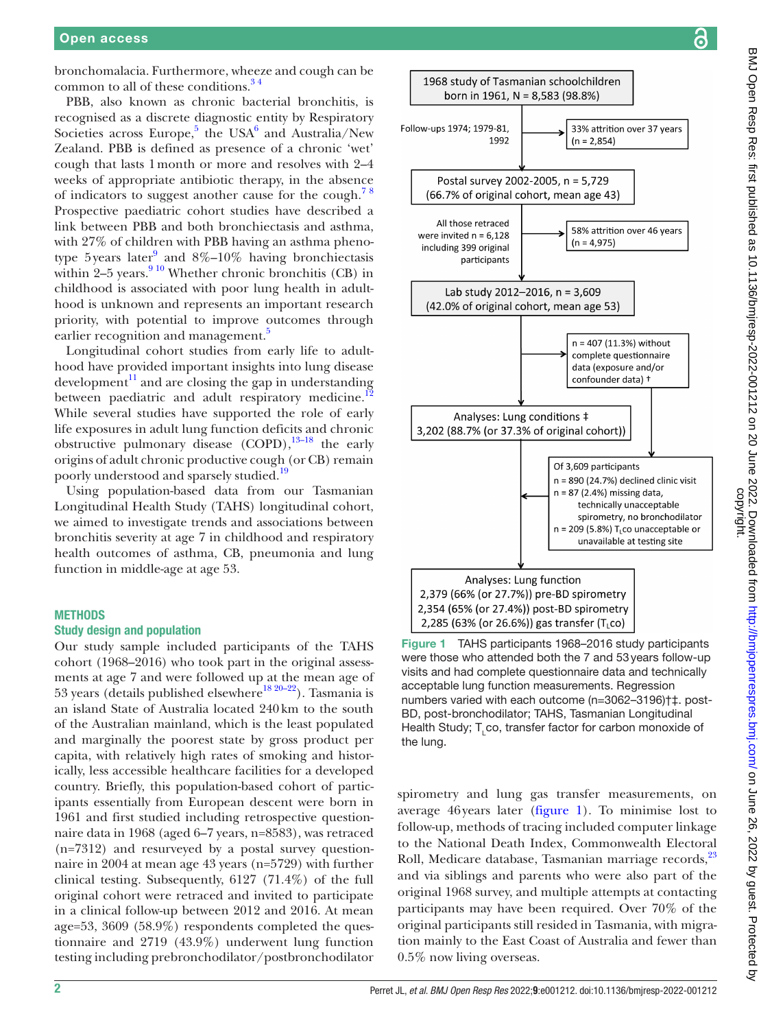bronchomalacia. Furthermore, wheeze and cough can be common to all of these conditions.[3,4]

PBB, also known as chronic bacterial bronchitis, is recognised as a discrete diagnostic entity by Respiratory Societies across Europe,[5] the USA[6] and Australia/New Zealand. PBB is defined as presence of a chronic 'wet' cough that lasts 1 month or more and resolves with 2–4 weeks of appropriate antibiotic therapy, in the absence of indicators to suggest another cause for the cough.[7,8] Prospective paediatric cohort studies have described a link between PBB and both bronchiectasis and asthma, with 27% of children with PBB having an asthma phenotype 5 years later[9] and 8%–10% having bronchiectasis within 2–5 years.[9,10] Whether chronic bronchitis (CB) in childhood is associated with poor lung health in adulthood is unknown and represents an important research priority, with potential to improve outcomes through earlier recognition and management.[5]

Longitudinal cohort studies from early life to adulthood have provided important insights into lung disease development[11] and are closing the gap in understanding between paediatric and adult respiratory medicine.[12] While several studies have supported the role of early life exposures in adult lung function deficits and chronic obstructive pulmonary disease (COPD),[13–18] the early origins of adult chronic productive cough (or CB) remain poorly understood and sparsely studied.[19]

Using population-based data from our Tasmanian Longitudinal Health Study (TAHS) longitudinal cohort, we aimed to investigate trends and associations between bronchitis severity at age 7 in childhood and respiratory health outcomes of asthma, CB, pneumonia and lung function in middle-age at age 53.

## METHODS

### Study design and population

Our study sample included participants of the TAHS cohort (1968–2016) who took part in the original assessments at age 7 and were followed up at the mean age of 53 years (details published elsewhere[18,20–22]). Tasmania is an island State of Australia located 240 km to the south of the Australian mainland, which is the least populated and marginally the poorest state by gross product per capita, with relatively high rates of smoking and historically, less accessible healthcare facilities for a developed country. Briefly, this population-based cohort of participants essentially from European descent were born in 1961 and first studied including retrospective questionnaire data in 1968 (aged 6–7 years, n=8583), was retraced (n=7312) and resurveyed by a postal survey questionnaire in 2004 at mean age 43 years (n=5729) with further clinical testing. Subsequently, 6127 (71.4%) of the full original cohort were retraced and invited to participate in a clinical follow-up between 2012 and 2016. At mean age=53, 3609 (58.9%) respondents completed the questionnaire and 2719 (43.9%) underwent lung function testing including prebronchodilator/postbronchodilator spirometry and lung gas transfer measurements, on average 46 years later (figure 1). To minimise lost to follow-up, methods of tracing included computer linkage to the National Death Index, Commonwealth Electoral Roll, Medicare database, Tasmanian marriage records,[23] and via siblings and parents who were also part of the original 1968 survey, and multiple attempts at contacting participants may have been required. Over 70% of the original participants still resided in Tasmania, with migration mainly to the East Coast of Australia and fewer than 0.5% now living overseas.

1968 study of Tasmanian schoolchildren born in 1961, N = 8,583 (98.8%)

Follow-ups 1974; 1979-81, 1992 → 33% attrition over 37 years (n = 2,854)

Postal survey 2002-2005, n = 5,729 (66.7% of original cohort, mean age 43)

All those retraced were invited n = 6,128 including 399 original participants → 58% attrition over 46 years (n = 4,975)

Lab study 2012–2016, n = 3,609 (42.0% of original cohort, mean age 53)

n = 407 (11.3%) without complete questionnaire data (exposure and/or confounder data) †

Analyses: Lung conditions ‡ 3,202 (88.7% (or 37.3% of original cohort))

Of 3,609 participants
n = 890 (24.7%) declined clinic visit
n = 87 (2.4%) missing data, technically unacceptable spirometry, no bronchodilator
n = 209 (5.8%) $T_Lco$ unacceptable or unavailable at testing site

Analyses: Lung function
2,379 (66% (or 27.7%)) pre-BD spirometry
2,354 (65% (or 27.4%)) post-BD spirometry
2,285 (63% (or 26.6%)) gas transfer ($T_Lco$)

**Figure 1** TAHS participants 1968–2016 study participants were those who attended both the 7 and 53 years follow-up visits and had complete questionnaire data and technically acceptable lung function measurements. Regression numbers varied with each outcome (n=3062–3196)†‡. post-BD, post-bronchodilator; TAHS, Tasmanian Longitudinal Health Study; $T_Lco$, transfer factor for carbon monoxide of the lung.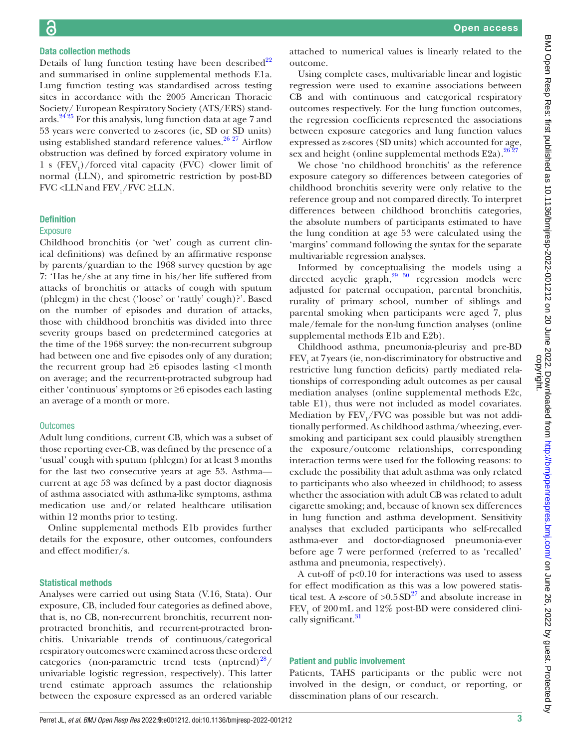### Data collection methods

Details of lung function testing have been described[22] and summarised in online supplemental methods E1a. Lung function testing was standardised across testing sites in accordance with the 2005 American Thoracic Society/ European Respiratory Society (ATS/ERS) standards.[24 25] For this analysis, lung function data at age 7 and 53 years were converted to z-scores (ie, SD or SD units) using established standard reference values.[26 27] Airflow obstruction was defined by forced expiratory volume in 1 s ($FEV_1$)/forced vital capacity (FVC) <lower limit of normal (LLN), and spirometric restriction by post-BD FVC <LLN and $FEV_1$/FVC ≥LLN.

### Definition

#### Exposure

Childhood bronchitis (or 'wet' cough as current clinical definitions) was defined by an affirmative response by parents/guardian to the 1968 survey question by age 7: 'Has he/she at any time in his/her life suffered from attacks of bronchitis or attacks of cough with sputum (phlegm) in the chest ('loose' or 'rattly' cough)?'. Based on the number of episodes and duration of attacks, those with childhood bronchitis was divided into three severity groups based on predetermined categories at the time of the 1968 survey: the non-recurrent subgroup had between one and five episodes only of any duration; the recurrent group had ≥6 episodes lasting <1 month on average; and the recurrent-protracted subgroup had either 'continuous' symptoms or ≥6 episodes each lasting an average of a month or more.

#### Outcomes

Adult lung conditions, current CB, which was a subset of those reporting ever-CB, was defined by the presence of a 'usual' cough with sputum (phlegm) for at least 3 months for the last two consecutive years at age 53. Asthma—current at age 53 was defined by a past doctor diagnosis of asthma associated with asthma-like symptoms, asthma medication use and/or related healthcare utilisation within 12 months prior to testing.

Online supplemental methods E1b provides further details for the exposure, other outcomes, confounders and effect modifier/s.

### Statistical methods

Analyses were carried out using Stata (V.16, Stata). Our exposure, CB, included four categories as defined above, that is, no CB, non-recurrent bronchitis, recurrent non-protracted bronchitis, and recurrent-protracted bronchitis. Univariable trends of continuous/categorical respiratory outcomes were examined across these ordered categories (non-parametric trend tests (nptrend)[28]/univariable logistic regression, respectively). This latter trend estimate approach assumes the relationship between the exposure expressed as an ordered variable attached to numerical values is linearly related to the outcome.

Using complete cases, multivariable linear and logistic regression were used to examine associations between CB and with continuous and categorical respiratory outcomes respectively. For the lung function outcomes, the regression coefficients represented the associations between exposure categories and lung function values expressed as z-scores (SD units) which accounted for age, sex and height (online supplemental methods E2a).[26 27]

We chose 'no childhood bronchitis' as the reference exposure category so differences between categories of childhood bronchitis severity were only relative to the reference group and not compared directly. To interpret differences between childhood bronchitis categories, the absolute numbers of participants estimated to have the lung condition at age 53 were calculated using the 'margins' command following the syntax for the separate multivariable regression analyses.

Informed by conceptualising the models using a directed acyclic graph,[29 30] regression models were adjusted for paternal occupation, parental bronchitis, rurality of primary school, number of siblings and parental smoking when participants were aged 7, plus male/female for the non-lung function analyses (online supplemental methods E1b and E2b).

Childhood asthma, pneumonia-pleurisy and pre-BD $FEV_1$ at 7 years (ie, non-discriminatory for obstructive and restrictive lung function deficits) partly mediated relationships of corresponding adult outcomes as per causal mediation analyses (online supplemental methods E2c, table E1), thus were not included as model covariates. Mediation by $FEV_1$/FVC was possible but was not additionally performed. As childhood asthma/wheezing, ever-smoking and participant sex could plausibly strengthen the exposure/outcome relationships, corresponding interaction terms were used for the following reasons: to exclude the possibility that adult asthma was only related to participants who also wheezed in childhood; to assess whether the association with adult CB was related to adult cigarette smoking; and, because of known sex differences in lung function and asthma development. Sensitivity analyses that excluded participants who self-recalled asthma-ever and doctor-diagnosed pneumonia-ever before age 7 were performed (referred to as 'recalled' asthma and pneumonia, respectively).

A cut-off of $p<0.10$ for interactions was used to assess for effect modification as this was a low powered statistical test. A z-score of >0.5 SD[27] and absolute increase in $FEV_1$ of 200 mL and 12% post-BD were considered clinically significant.[31]

### Patient and public involvement

Patients, TAHS participants or the public were not involved in the design, or conduct, or reporting, or dissemination plans of our research.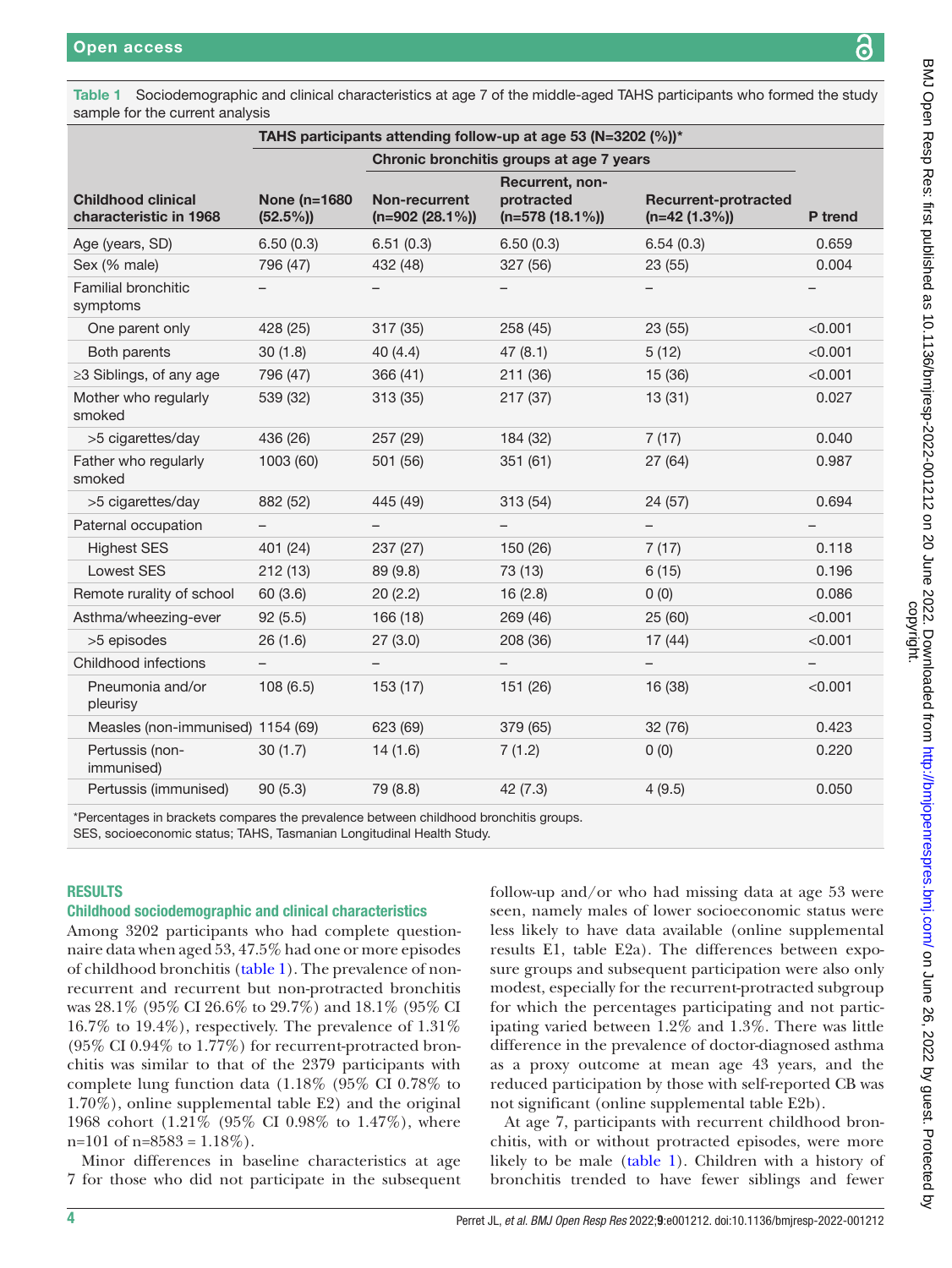**Table 1** Sociodemographic and clinical characteristics at age 7 of the middle-aged TAHS participants who formed the study sample for the current analysis

| | TAHS participants attending follow-up at age 53 (N=3202 (%))* | | | | |
|---|---|---|---|---|---|
| | | Chronic bronchitis groups at age 7 years | | | |
| Childhood clinical characteristic in 1968 | None (n=1680 (52.5%)) | Non-recurrent (n=902 (28.1%)) | Recurrent, non-protracted (n=578 (18.1%)) | Recurrent-protracted (n=42 (1.3%)) | P trend |
| Age (years, SD) | 6.50 (0.3) | 6.51 (0.3) | 6.50 (0.3) | 6.54 (0.3) | 0.659 |
| Sex (% male) | 796 (47) | 432 (48) | 327 (56) | 23 (55) | 0.004 |
| Familial bronchitic symptoms | – | – | – | – | – |
| One parent only | 428 (25) | 317 (35) | 258 (45) | 23 (55) | <0.001 |
| Both parents | 30 (1.8) | 40 (4.4) | 47 (8.1) | 5 (12) | <0.001 |
| ≥3 Siblings, of any age | 796 (47) | 366 (41) | 211 (36) | 15 (36) | <0.001 |
| Mother who regularly smoked | 539 (32) | 313 (35) | 217 (37) | 13 (31) | 0.027 |
| >5 cigarettes/day | 436 (26) | 257 (29) | 184 (32) | 7 (17) | 0.040 |
| Father who regularly smoked | 1003 (60) | 501 (56) | 351 (61) | 27 (64) | 0.987 |
| >5 cigarettes/day | 882 (52) | 445 (49) | 313 (54) | 24 (57) | 0.694 |
| Paternal occupation | – | – | – | – | – |
| Highest SES | 401 (24) | 237 (27) | 150 (26) | 7 (17) | 0.118 |
| Lowest SES | 212 (13) | 89 (9.8) | 73 (13) | 6 (15) | 0.196 |
| Remote rurality of school | 60 (3.6) | 20 (2.2) | 16 (2.8) | 0 (0) | 0.086 |
| Asthma/wheezing-ever | 92 (5.5) | 166 (18) | 269 (46) | 25 (60) | <0.001 |
| >5 episodes | 26 (1.6) | 27 (3.0) | 208 (36) | 17 (44) | <0.001 |
| Childhood infections | – | – | – | – | – |
| Pneumonia and/or pleurisy | 108 (6.5) | 153 (17) | 151 (26) | 16 (38) | <0.001 |
| Measles (non-immunised) | 1154 (69) | 623 (69) | 379 (65) | 32 (76) | 0.423 |
| Pertussis (non-immunised) | 30 (1.7) | 14 (1.6) | 7 (1.2) | 0 (0) | 0.220 |
| Pertussis (immunised) | 90 (5.3) | 79 (8.8) | 42 (7.3) | 4 (9.5) | 0.050 |

*Percentages in brackets compares the prevalence between childhood bronchitis groups.
SES, socioeconomic status; TAHS, Tasmanian Longitudinal Health Study.

## RESULTS

### Childhood sociodemographic and clinical characteristics

Among 3202 participants who had complete questionnaire data when aged 53, 47.5% had one or more episodes of childhood bronchitis (table 1). The prevalence of non-recurrent and recurrent but non-protracted bronchitis was 28.1% (95% CI 26.6% to 29.7%) and 18.1% (95% CI 16.7% to 19.4%), respectively. The prevalence of 1.31% (95% CI 0.94% to 1.77%) for recurrent-protracted bronchitis was similar to that of the 2379 participants with complete lung function data (1.18% (95% CI 0.78% to 1.70%), online supplemental table E2) and the original 1968 cohort (1.21% (95% CI 0.98% to 1.47%), where n=101 of n=8583 = 1.18%).

Minor differences in baseline characteristics at age 7 for those who did not participate in the subsequent follow-up and/or who had missing data at age 53 were seen, namely males of lower socioeconomic status were less likely to have data available (online supplemental results E1, table E2a). The differences between exposure groups and subsequent participation were also only modest, especially for the recurrent-protracted subgroup for which the percentages participating and not participating varied between 1.2% and 1.3%. There was little difference in the prevalence of doctor-diagnosed asthma as a proxy outcome at mean age 43 years, and the reduced participation by those with self-reported CB was not significant (online supplemental table E2b).

At age 7, participants with recurrent childhood bronchitis, with or without protracted episodes, were more likely to be male (table 1). Children with a history of bronchitis trended to have fewer siblings and fewer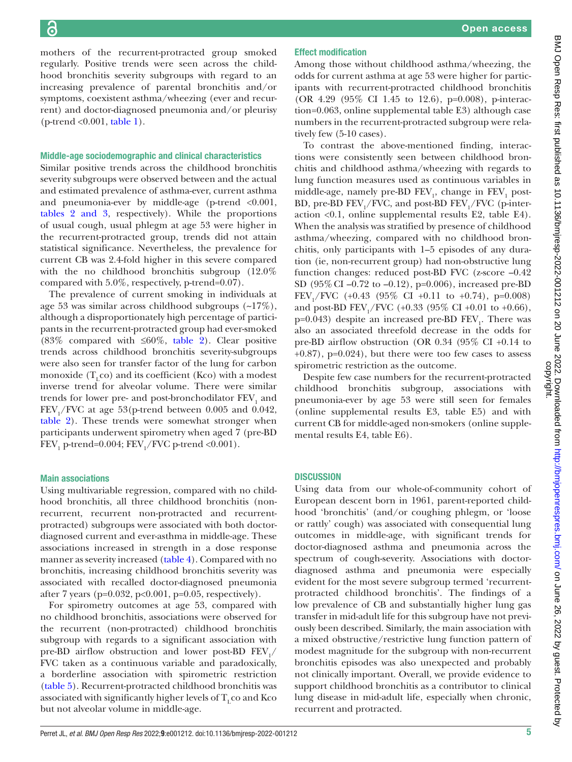mothers of the recurrent-protracted group smoked regularly. Positive trends were seen across the childhood bronchitis severity subgroups with regard to an increasing prevalence of parental bronchitis and/or symptoms, coexistent asthma/wheezing (ever and recurrent) and doctor-diagnosed pneumonia and/or pleurisy (p-trend <0.001, table 1).

### Middle-age sociodemographic and clinical characteristics

Similar positive trends across the childhood bronchitis severity subgroups were observed between and the actual and estimated prevalence of asthma-ever, current asthma and pneumonia-ever by middle-age (p-trend <0.001, tables 2 and 3, respectively). While the proportions of usual cough, usual phlegm at age 53 were higher in the recurrent-protracted group, trends did not attain statistical significance. Nevertheless, the prevalence for current CB was 2.4-fold higher in this severe compared with the no childhood bronchitis subgroup (12.0% compared with 5.0%, respectively, p-trend=0.07).

The prevalence of current smoking in individuals at age 53 was similar across childhood subgroups (~17%), although a disproportionately high percentage of participants in the recurrent-protracted group had ever-smoked (83% compared with ≤60%, table 2). Clear positive trends across childhood bronchitis severity-subgroups were also seen for transfer factor of the lung for carbon monoxide ($T_L$co) and its coefficient (Kco) with a modest inverse trend for alveolar volume. There were similar trends for lower pre- and post-bronchodilator $FEV_1$ and $FEV_1$/FVC at age 53(p-trend between 0.005 and 0.042, table 2). These trends were somewhat stronger when participants underwent spirometry when aged 7 (pre-BD $FEV_1$ p-trend=0.004; $FEV_1$/FVC p-trend <0.001).

### Main associations

Using multivariable regression, compared with no childhood bronchitis, all three childhood bronchitis (non-recurrent, recurrent non-protracted and recurrent-protracted) subgroups were associated with both doctor-diagnosed current and ever-asthma in middle-age. These associations increased in strength in a dose response manner as severity increased (table 4). Compared with no bronchitis, increasing childhood bronchitis severity was associated with recalled doctor-diagnosed pneumonia after 7 years (p=0.032, p<0.001, p=0.05, respectively).

For spirometry outcomes at age 53, compared with no childhood bronchitis, associations were observed for the recurrent (non-protracted) childhood bronchitis subgroup with regards to a significant association with pre-BD airflow obstruction and lower post-BD $FEV_1$/FVC taken as a continuous variable and paradoxically, a borderline association with spirometric restriction (table 5). Recurrent-protracted childhood bronchitis was associated with significantly higher levels of $T_L$co and Kco but not alveolar volume in middle-age.

### Effect modification

Among those without childhood asthma/wheezing, the odds for current asthma at age 53 were higher for participants with recurrent-protracted childhood bronchitis (OR 4.29 (95% CI 1.45 to 12.6), p=0.008), p-interaction=0.063, online supplemental table E3) although case numbers in the recurrent-protracted subgroup were relatively few (5-10 cases).

To contrast the above-mentioned finding, interactions were consistently seen between childhood bronchitis and childhood asthma/wheezing with regards to lung function measures used as continuous variables in middle-age, namely pre-BD $FEV_1$, change in $FEV_1$ post-BD, pre-BD $FEV_1$/FVC, and post-BD $FEV_1$/FVC (p-interaction <0.1, online supplemental results E2, table E4). When the analysis was stratified by presence of childhood asthma/wheezing, compared with no childhood bronchitis, only participants with 1–5 episodes of any duration (ie, non-recurrent group) had non-obstructive lung function changes: reduced pre-BD FVC (z-score −0.42 SD (95% CI −0.72 to −0.12), p=0.006), increased pre-BD $FEV_1$/FVC (+0.43 (95% CI +0.11 to +0.74), p=0.008) and post-BD $FEV_1$/FVC (+0.33 (95% CI +0.01 to +0.66), p=0.043) despite an increased pre-BD $FEV_1$. There was also an associated threefold decrease in the odds for pre-BD airflow obstruction (OR 0.34 (95% CI +0.14 to +0.87), p=0.024), but there were too few cases to assess spirometric restriction as the outcome.

Despite few case numbers for the recurrent-protracted childhood bronchitis subgroup, associations with pneumonia-ever by age 53 were still seen for females (online supplemental results E3, table E5) and with current CB for middle-aged non-smokers (online supplemental results E4, table E6).

## DISCUSSION

Using data from our whole-of-community cohort of European descent born in 1961, parent-reported childhood 'bronchitis' (and/or coughing phlegm, or 'loose or rattly' cough) was associated with consequential lung outcomes in middle-age, with significant trends for doctor-diagnosed asthma and pneumonia across the spectrum of cough-severity. Associations with doctor-diagnosed asthma and pneumonia were especially evident for the most severe subgroup termed 'recurrent-protracted childhood bronchitis'. The findings of a low prevalence of CB and substantially higher lung gas transfer in mid-adult life for this subgroup have not previously been described. Similarly, the main association with a mixed obstructive/restrictive lung function pattern of modest magnitude for the subgroup with non-recurrent bronchitis episodes was also unexpected and probably not clinically important. Overall, we provide evidence to support childhood bronchitis as a contributor to clinical lung disease in mid-adult life, especially when chronic, recurrent and protracted.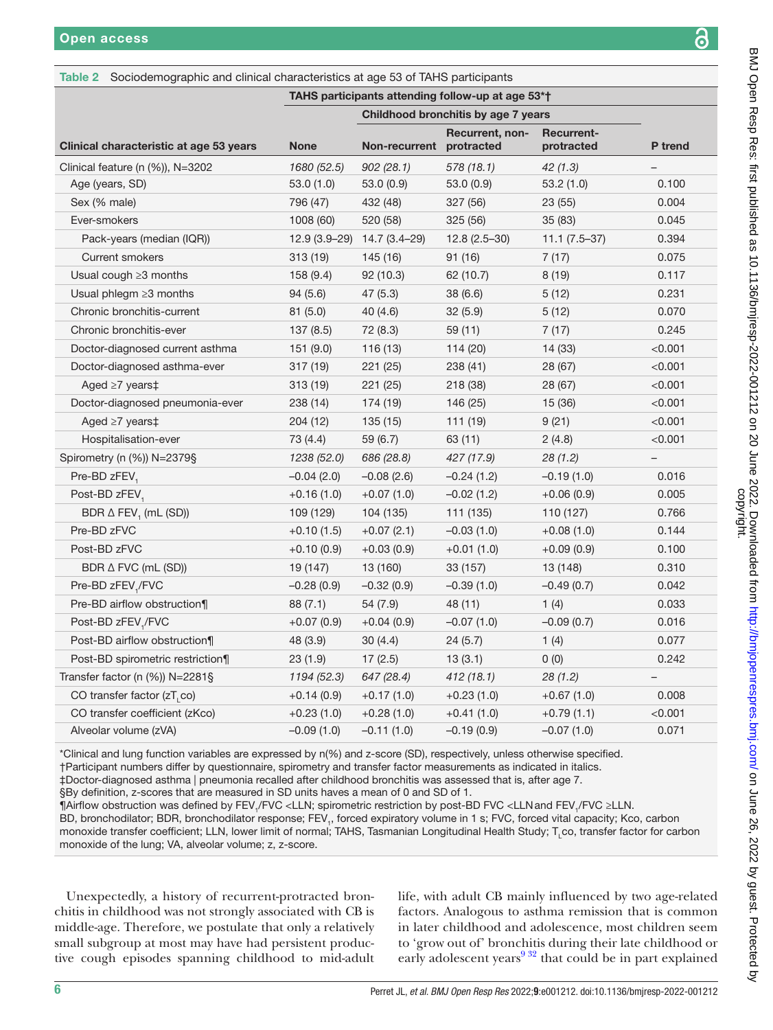Table 2 Sociodemographic and clinical characteristics at age 53 of TAHS participants

| Clinical characteristic at age 53 years | TAHS participants attending follow-up at age 53*† | | | | |
|---|---|---|---|---|---|
| | | Childhood bronchitis by age 7 years | | | |
| | None | Non-recurrent | Recurrent, non-protracted | Recurrent-protracted | P trend |
| Clinical feature (n (%)), N=3202 | *1680 (52.5)* | *902 (28.1)* | *578 (18.1)* | *42 (1.3)* | – |
| Age (years, SD) | 53.0 (1.0) | 53.0 (0.9) | 53.0 (0.9) | 53.2 (1.0) | 0.100 |
| Sex (% male) | 796 (47) | 432 (48) | 327 (56) | 23 (55) | 0.004 |
| Ever-smokers | 1008 (60) | 520 (58) | 325 (56) | 35 (83) | 0.045 |
| Pack-years (median (IQR)) | 12.9 (3.9–29) | 14.7 (3.4–29) | 12.8 (2.5–30) | 11.1 (7.5–37) | 0.394 |
| Current smokers | 313 (19) | 145 (16) | 91 (16) | 7 (17) | 0.075 |
| Usual cough ≥3 months | 158 (9.4) | 92 (10.3) | 62 (10.7) | 8 (19) | 0.117 |
| Usual phlegm ≥3 months | 94 (5.6) | 47 (5.3) | 38 (6.6) | 5 (12) | 0.231 |
| Chronic bronchitis-current | 81 (5.0) | 40 (4.6) | 32 (5.9) | 5 (12) | 0.070 |
| Chronic bronchitis-ever | 137 (8.5) | 72 (8.3) | 59 (11) | 7 (17) | 0.245 |
| Doctor-diagnosed current asthma | 151 (9.0) | 116 (13) | 114 (20) | 14 (33) | <0.001 |
| Doctor-diagnosed asthma-ever | 317 (19) | 221 (25) | 238 (41) | 28 (67) | <0.001 |
| Aged ≥7 years‡ | 313 (19) | 221 (25) | 218 (38) | 28 (67) | <0.001 |
| Doctor-diagnosed pneumonia-ever | 238 (14) | 174 (19) | 146 (25) | 15 (36) | <0.001 |
| Aged ≥7 years‡ | 204 (12) | 135 (15) | 111 (19) | 9 (21) | <0.001 |
| Hospitalisation-ever | 73 (4.4) | 59 (6.7) | 63 (11) | 2 (4.8) | <0.001 |
| Spirometry (n (%)) N=2379§ | *1238 (52.0)* | *686 (28.8)* | *427 (17.9)* | *28 (1.2)* | – |
| Pre-BD $zFEV_1$ | −0.04 (2.0) | −0.08 (2.6) | −0.24 (1.2) | −0.19 (1.0) | 0.016 |
| Post-BD $zFEV_1$ | +0.16 (1.0) | +0.07 (1.0) | −0.02 (1.2) | +0.06 (0.9) | 0.005 |
| BDR Δ $FEV_1$ (mL (SD)) | 109 (129) | 104 (135) | 111 (135) | 110 (127) | 0.766 |
| Pre-BD zFVC | +0.10 (1.5) | +0.07 (2.1) | −0.03 (1.0) | +0.08 (1.0) | 0.144 |
| Post-BD zFVC | +0.10 (0.9) | +0.03 (0.9) | +0.01 (1.0) | +0.09 (0.9) | 0.100 |
| BDR Δ FVC (mL (SD)) | 19 (147) | 13 (160) | 33 (157) | 13 (148) | 0.310 |
| Pre-BD $zFEV_1$/FVC | −0.28 (0.9) | −0.32 (0.9) | −0.39 (1.0) | −0.49 (0.7) | 0.042 |
| Pre-BD airflow obstruction¶ | 88 (7.1) | 54 (7.9) | 48 (11) | 1 (4) | 0.033 |
| Post-BD $zFEV_1$/FVC | +0.07 (0.9) | +0.04 (0.9) | −0.07 (1.0) | −0.09 (0.7) | 0.016 |
| Post-BD airflow obstruction¶ | 48 (3.9) | 30 (4.4) | 24 (5.7) | 1 (4) | 0.077 |
| Post-BD spirometric restriction¶ | 23 (1.9) | 17 (2.5) | 13 (3.1) | 0 (0) | 0.242 |
| Transfer factor (n (%)) N=2281§ | *1194 (52.3)* | *647 (28.4)* | *412 (18.1)* | *28 (1.2)* | – |
| CO transfer factor ($zT_Lco$) | +0.14 (0.9) | +0.17 (1.0) | +0.23 (1.0) | +0.67 (1.0) | 0.008 |
| CO transfer coefficient (zKco) | +0.23 (1.0) | +0.28 (1.0) | +0.41 (1.0) | +0.79 (1.1) | <0.001 |
| Alveolar volume (zVA) | −0.09 (1.0) | −0.11 (1.0) | −0.19 (0.9) | −0.07 (1.0) | 0.071 |

*Clinical and lung function variables are expressed by n(%) and z-score (SD), respectively, unless otherwise specified.
†Participant numbers differ by questionnaire, spirometry and transfer factor measurements as indicated in italics.
‡Doctor-diagnosed asthma | pneumonia recalled after childhood bronchitis was assessed that is, after age 7.
§By definition, z-scores that are measured in SD units haves a mean of 0 and SD of 1.
¶Airflow obstruction was defined by $FEV_1$/FVC <LLN; spirometric restriction by post-BD FVC <LLN and $FEV_1$/FVC ≥LLN.
BD, bronchodilator; BDR, bronchodilator response; $FEV_1$, forced expiratory volume in 1 s; FVC, forced vital capacity; Kco, carbon monoxide transfer coefficient; LLN, lower limit of normal; TAHS, Tasmanian Longitudinal Health Study; $T_Lco$, transfer factor for carbon monoxide of the lung; VA, alveolar volume; z, z-score.

Unexpectedly, a history of recurrent-protracted bronchitis in childhood was not strongly associated with CB is middle-age. Therefore, we postulate that only a relatively small subgroup at most may have had persistent productive cough episodes spanning childhood to mid-adult life, with adult CB mainly influenced by two age-related factors. Analogous to asthma remission that is common in later childhood and adolescence, most children seem to 'grow out of' bronchitis during their late childhood or early adolescent years[9,32] that could be in part explained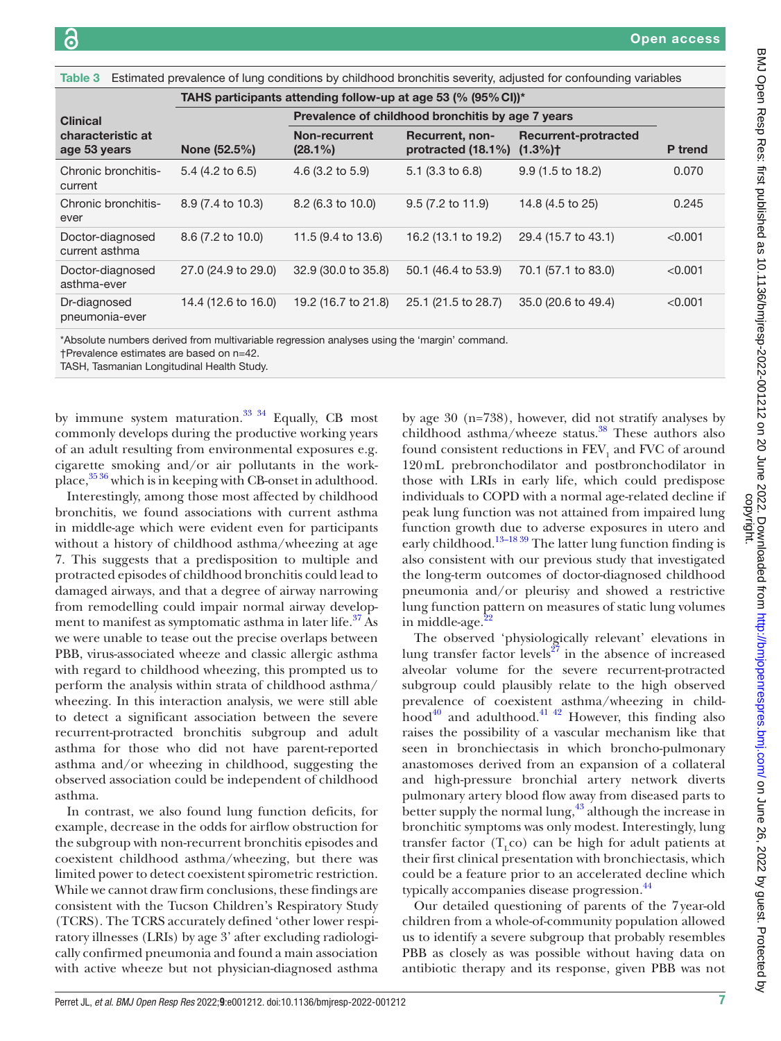Table 3 Estimated prevalence of lung conditions by childhood bronchitis severity, adjusted for confounding variables

| Clinical characteristic at age 53 years | TAHS participants attending follow-up at age 53 (% (95% CI))* | | | | |
|---|---|---|---|---|---|
| | | Prevalence of childhood bronchitis by age 7 years | | | |
| | None (52.5%) | Non-recurrent (28.1%) | Recurrent, non-protracted (18.1%) | Recurrent-protracted (1.3%)† | P trend |
| Chronic bronchitis-current | 5.4 (4.2 to 6.5) | 4.6 (3.2 to 5.9) | 5.1 (3.3 to 6.8) | 9.9 (1.5 to 18.2) | 0.070 |
| Chronic bronchitis-ever | 8.9 (7.4 to 10.3) | 8.2 (6.3 to 10.0) | 9.5 (7.2 to 11.9) | 14.8 (4.5 to 25) | 0.245 |
| Doctor-diagnosed current asthma | 8.6 (7.2 to 10.0) | 11.5 (9.4 to 13.6) | 16.2 (13.1 to 19.2) | 29.4 (15.7 to 43.1) | <0.001 |
| Doctor-diagnosed asthma-ever | 27.0 (24.9 to 29.0) | 32.9 (30.0 to 35.8) | 50.1 (46.4 to 53.9) | 70.1 (57.1 to 83.0) | <0.001 |
| Dr-diagnosed pneumonia-ever | 14.4 (12.6 to 16.0) | 19.2 (16.7 to 21.8) | 25.1 (21.5 to 28.7) | 35.0 (20.6 to 49.4) | <0.001 |

*Absolute numbers derived from multivariable regression analyses using the 'margin' command.
†Prevalence estimates are based on n=42.
TASH, Tasmanian Longitudinal Health Study.

by immune system maturation.[33 34] Equally, CB most commonly develops during the productive working years of an adult resulting from environmental exposures e.g. cigarette smoking and/or air pollutants in the workplace,[35 36] which is in keeping with CB-onset in adulthood.

Interestingly, among those most affected by childhood bronchitis, we found associations with current asthma in middle-age which were evident even for participants without a history of childhood asthma/wheezing at age 7. This suggests that a predisposition to multiple and protracted episodes of childhood bronchitis could lead to damaged airways, and that a degree of airway narrowing from remodelling could impair normal airway development to manifest as symptomatic asthma in later life.[37] As we were unable to tease out the precise overlaps between PBB, virus-associated wheeze and classic allergic asthma with regard to childhood wheezing, this prompted us to perform the analysis within strata of childhood asthma/wheezing. In this interaction analysis, we were still able to detect a significant association between the severe recurrent-protracted bronchitis subgroup and adult asthma for those who did not have parent-reported asthma and/or wheezing in childhood, suggesting the observed association could be independent of childhood asthma.

In contrast, we also found lung function deficits, for example, decrease in the odds for airflow obstruction for the subgroup with non-recurrent bronchitis episodes and coexistent childhood asthma/wheezing, but there was limited power to detect coexistent spirometric restriction. While we cannot draw firm conclusions, these findings are consistent with the Tucson Children's Respiratory Study (TCRS). The TCRS accurately defined 'other lower respiratory illnesses (LRIs) by age 3' after excluding radiologically confirmed pneumonia and found a main association with active wheeze but not physician-diagnosed asthma by age 30 (n=738), however, did not stratify analyses by childhood asthma/wheeze status.[38] These authors also found consistent reductions in $FEV_1$ and FVC of around 120 mL prebronchodilator and postbronchodilator in those with LRIs in early life, which could predispose individuals to COPD with a normal age-related decline if peak lung function was not attained from impaired lung function growth due to adverse exposures in utero and early childhood.[13–18 39] The latter lung function finding is also consistent with our previous study that investigated the long-term outcomes of doctor-diagnosed childhood pneumonia and/or pleurisy and showed a restrictive lung function pattern on measures of static lung volumes in middle-age.[22]

The observed 'physiologically relevant' elevations in lung transfer factor levels[27] in the absence of increased alveolar volume for the severe recurrent-protracted subgroup could plausibly relate to the high observed prevalence of coexistent asthma/wheezing in childhood[40] and adulthood.[41 42] However, this finding also raises the possibility of a vascular mechanism like that seen in bronchiectasis in which broncho-pulmonary anastomoses derived from an expansion of a collateral and high-pressure bronchial artery network diverts pulmonary artery blood flow away from diseased parts to better supply the normal lung,[43] although the increase in bronchitic symptoms was only modest. Interestingly, lung transfer factor ($T_Lco$) can be high for adult patients at their first clinical presentation with bronchiectasis, which could be a feature prior to an accelerated decline which typically accompanies disease progression.[44]

Our detailed questioning of parents of the 7 year-old children from a whole-of-community population allowed us to identify a severe subgroup that probably resembles PBB as closely as was possible without having data on antibiotic therapy and its response, given PBB was not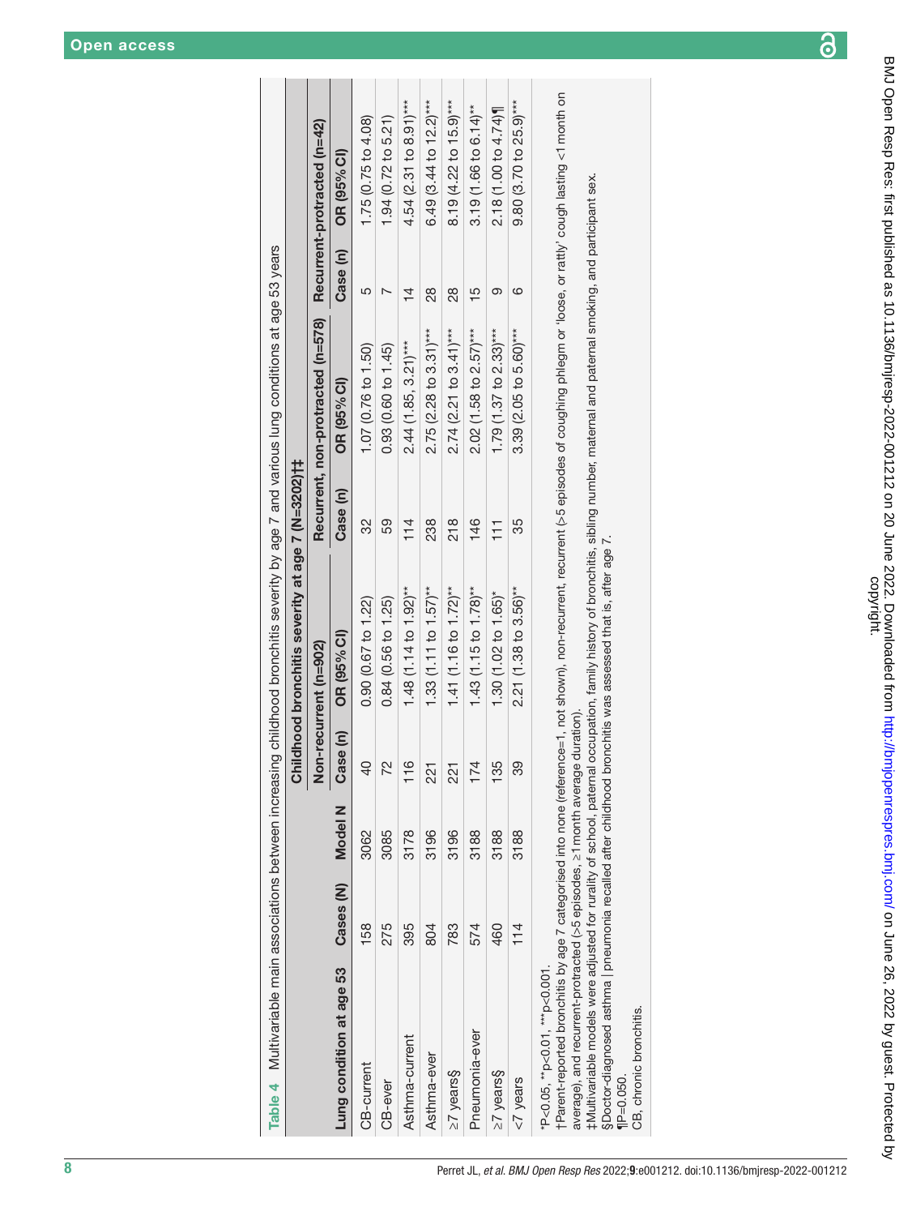**Table 4** Multivariable main associations between increasing childhood bronchitis severity by age 7 and various lung conditions at age 53 years

| Lung condition at age 53 | Cases (N) | Model N | Childhood bronchitis severity at age 7 (N=3202)†‡ | | | | | |
|---|---|---|---|---|---|---|---|---|
| | | | Non-recurrent (n=902) | | Recurrent, non-protracted (n=578) | | Recurrent-protracted (n=42) | |
| | | | Case (n) | OR (95% CI) | Case (n) | OR (95% CI) | Case (n) | OR (95% CI) |
| CB-current | 158 | 3062 | 40 | 0.90 (0.67 to 1.22) | 32 | 1.07 (0.76 to 1.50) | 5 | 1.75 (0.75 to 4.08) |
| CB-ever | 275 | 3085 | 72 | 0.84 (0.56 to 1.25) | 59 | 0.93 (0.60 to 1.45) | 7 | 1.94 (0.72 to 5.21) |
| Asthma-current | 395 | 3178 | 116 | 1.48 (1.14 to 1.92)** | 114 | 2.44 (1.85, 3.21)*** | 14 | 4.54 (2.31 to 8.91)*** |
| Asthma-ever | 804 | 3196 | 221 | 1.33 (1.11 to 1.57)** | 238 | 2.75 (2.28 to 3.31)*** | 28 | 6.49 (3.44 to 12.2)*** |
| ≥7 years§ | 783 | 3196 | 221 | 1.41 (1.16 to 1.72)** | 218 | 2.74 (2.21 to 3.41)*** | 28 | 8.19 (4.22 to 15.9)*** |
| Pneumonia-ever | 574 | 3188 | 174 | 1.43 (1.15 to 1.78)** | 146 | 2.02 (1.58 to 2.57)*** | 15 | 3.19 (1.66 to 6.14)** |
| ≥7 years§ | 460 | 3188 | 135 | 1.30 (1.02 to 1.65)* | 111 | 1.79 (1.37 to 2.33)*** | 9 | 2.18 (1.00 to 4.74)¶ |
| <7 years | 114 | 3188 | 39 | 2.21 (1.38 to 3.56)** | 35 | 3.39 (2.05 to 5.60)*** | 6 | 9.80 (3.70 to 25.9)*** |

*P<0.05, **p<0.01, ***p<0.001.
†Parent-reported bronchitis by age 7 categorised into none (reference=1, not shown), non-recurrent, recurrent (>5 episodes of coughing phlegm or 'loose, or rattly' cough lasting <1 month on average), and recurrent-protracted (>5 episodes, ≥1 month average duration).
‡Multivariable models were adjusted for rurality of school, paternal occupation, family history of bronchitis, sibling number, maternal and paternal smoking, and participant sex.
§Doctor-diagnosed asthma | pneumonia recalled after childhood bronchitis was assessed that is, after age 7.
¶P=0.050.
CB, chronic bronchitis.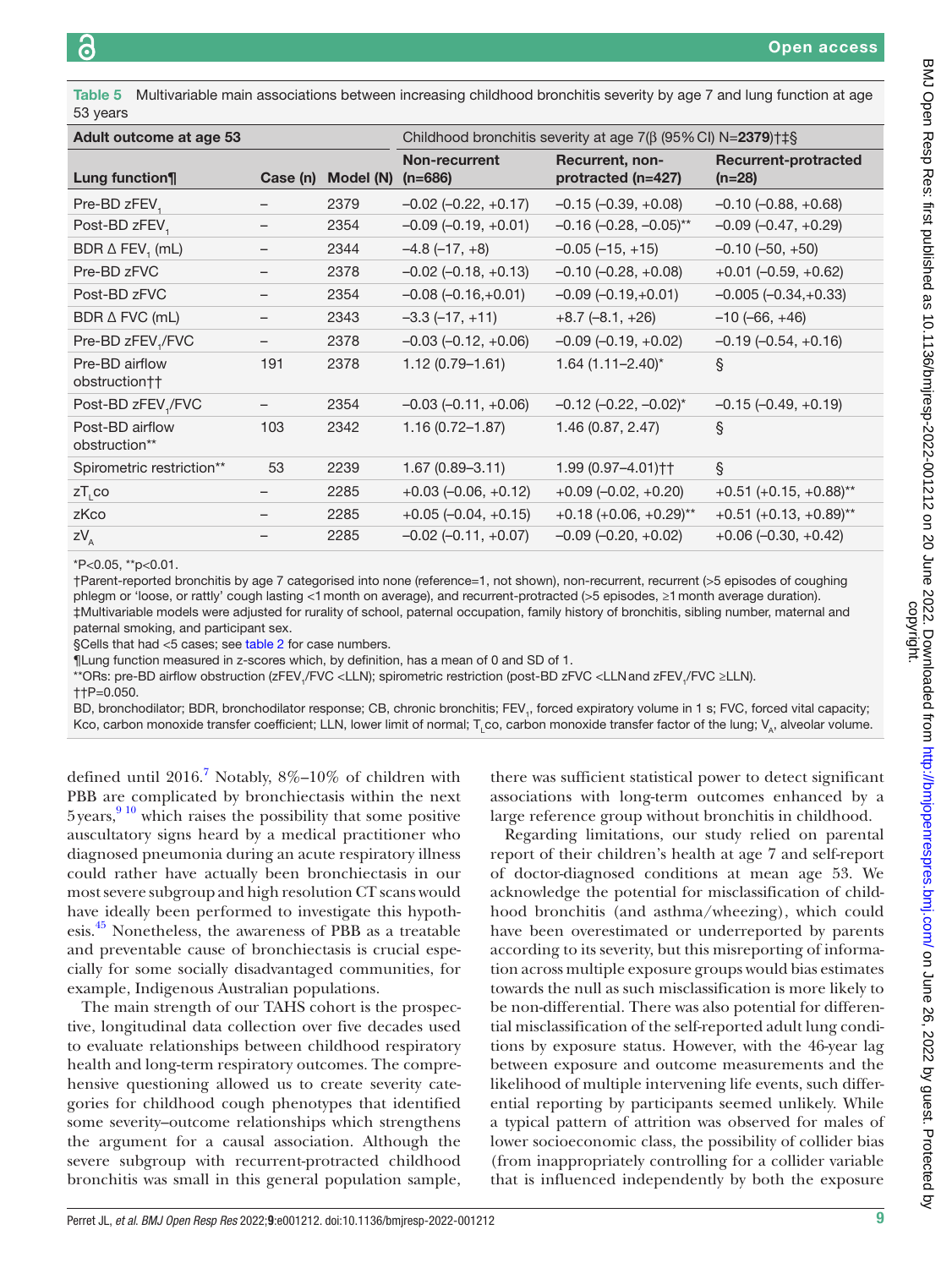**Table 5** Multivariable main associations between increasing childhood bronchitis severity by age 7 and lung function at age 53 years

| Adult outcome at age 53 | | | Childhood bronchitis severity at age 7(β (95% CI) N=**2379**)†‡§ | | |
|---|---|---|---|---|---|
| **Lung function¶** | **Case (n)** | **Model (N)** | **Non-recurrent (n=686)** | **Recurrent, non-protracted (n=427)** | **Recurrent-protracted (n=28)** |
| Pre-BD $zFEV_1$ | – | 2379 | −0.02 (−0.22, +0.17) | −0.15 (−0.39, +0.08) | −0.10 (−0.88, +0.68) |
| Post-BD $zFEV_1$ | – | 2354 | −0.09 (−0.19, +0.01) | −0.16 (−0.28, −0.05)** | −0.09 (−0.47, +0.29) |
| BDR Δ $FEV_1$ (mL) | – | 2344 | −4.8 (−17, +8) | −0.05 (−15, +15) | −0.10 (−50, +50) |
| Pre-BD zFVC | – | 2378 | −0.02 (−0.18, +0.13) | −0.10 (−0.28, +0.08) | +0.01 (−0.59, +0.62) |
| Post-BD zFVC | – | 2354 | −0.08 (−0.16,+0.01) | −0.09 (−0.19,+0.01) | −0.005 (−0.34,+0.33) |
| BDR Δ FVC (mL) | – | 2343 | −3.3 (−17, +11) | +8.7 (−8.1, +26) | −10 (−66, +46) |
| Pre-BD $zFEV_1$/FVC | – | 2378 | −0.03 (−0.12, +0.06) | −0.09 (−0.19, +0.02) | −0.19 (−0.54, +0.16) |
| Pre-BD airflow obstruction†† | 191 | 2378 | 1.12 (0.79–1.61) | 1.64 (1.11–2.40)* | § |
| Post-BD $zFEV_1$/FVC | – | 2354 | −0.03 (−0.11, +0.06) | −0.12 (−0.22, −0.02)* | −0.15 (−0.49, +0.19) |
| Post-BD airflow obstruction** | 103 | 2342 | 1.16 (0.72–1.87) | 1.46 (0.87, 2.47) | § |
| Spirometric restriction** | 53 | 2239 | 1.67 (0.89–3.11) | 1.99 (0.97–4.01)†† | § |
| $zT_Lco$ | – | 2285 | +0.03 (−0.06, +0.12) | +0.09 (−0.02, +0.20) | +0.51 (+0.15, +0.88)** |
| zKco | – | 2285 | +0.05 (−0.04, +0.15) | +0.18 (+0.06, +0.29)** | +0.51 (+0.13, +0.89)** |
| $zV_A$ | – | 2285 | −0.02 (−0.11, +0.07) | −0.09 (−0.20, +0.02) | +0.06 (−0.30, +0.42) |

*P<0.05, **p<0.01.
†Parent-reported bronchitis by age 7 categorised into none (reference=1, not shown), non-recurrent, recurrent (>5 episodes of coughing phlegm or 'loose, or rattly' cough lasting <1 month on average), and recurrent-protracted (>5 episodes, ≥1 month average duration).
‡Multivariable models were adjusted for rurality of school, paternal occupation, family history of bronchitis, sibling number, maternal and paternal smoking, and participant sex.
§Cells that had <5 cases; see table 2 for case numbers.
¶Lung function measured in z-scores which, by definition, has a mean of 0 and SD of 1.
**ORs: pre-BD airflow obstruction ($zFEV_1$/FVC <LLN); spirometric restriction (post-BD zFVC <LLN and $zFEV_1$/FVC ≥LLN).
††P=0.050.
BD, bronchodilator; BDR, bronchodilator response; CB, chronic bronchitis; $FEV_1$, forced expiratory volume in 1 s; FVC, forced vital capacity; Kco, carbon monoxide transfer coefficient; LLN, lower limit of normal; $T_Lco$, carbon monoxide transfer factor of the lung; $V_A$, alveolar volume.

defined until 2016.[7] Notably, 8%–10% of children with PBB are complicated by bronchiectasis within the next 5 years,[9 10] which raises the possibility that some positive auscultatory signs heard by a medical practitioner who diagnosed pneumonia during an acute respiratory illness could rather have actually been bronchiectasis in our most severe subgroup and high resolution CT scans would have ideally been performed to investigate this hypothesis.[45] Nonetheless, the awareness of PBB as a treatable and preventable cause of bronchiectasis is crucial especially for some socially disadvantaged communities, for example, Indigenous Australian populations.

The main strength of our TAHS cohort is the prospective, longitudinal data collection over five decades used to evaluate relationships between childhood respiratory health and long-term respiratory outcomes. The comprehensive questioning allowed us to create severity categories for childhood cough phenotypes that identified some severity–outcome relationships which strengthens the argument for a causal association. Although the severe subgroup with recurrent-protracted childhood bronchitis was small in this general population sample, there was sufficient statistical power to detect significant associations with long-term outcomes enhanced by a large reference group without bronchitis in childhood.

Regarding limitations, our study relied on parental report of their children's health at age 7 and self-report of doctor-diagnosed conditions at mean age 53. We acknowledge the potential for misclassification of childhood bronchitis (and asthma/wheezing), which could have been overestimated or underreported by parents according to its severity, but this misreporting of information across multiple exposure groups would bias estimates towards the null as such misclassification is more likely to be non-differential. There was also potential for differential misclassification of the self-reported adult lung conditions by exposure status. However, with the 46-year lag between exposure and outcome measurements and the likelihood of multiple intervening life events, such differential reporting by participants seemed unlikely. While a typical pattern of attrition was observed for males of lower socioeconomic class, the possibility of collider bias (from inappropriately controlling for a collider variable that is influenced independently by both the exposure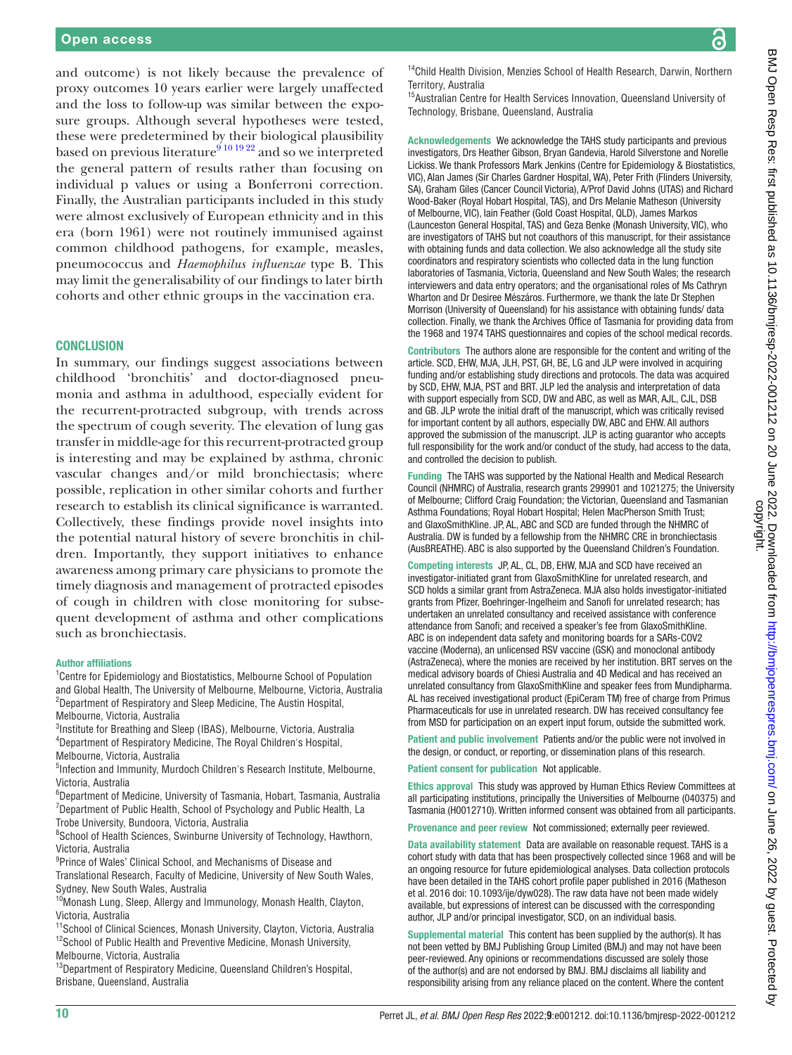and outcome) is not likely because the prevalence of proxy outcomes 10 years earlier were largely unaffected and the loss to follow-up was similar between the exposure groups. Although several hypotheses were tested, these were predetermined by their biological plausibility based on previous literature[9 10 19 22] and so we interpreted the general pattern of results rather than focusing on individual p values or using a Bonferroni correction. Finally, the Australian participants included in this study were almost exclusively of European ethnicity and in this era (born 1961) were not routinely immunised against common childhood pathogens, for example, measles, pneumococcus and *Haemophilus influenzae* type B. This may limit the generalisability of our findings to later birth cohorts and other ethnic groups in the vaccination era.

## CONCLUSION

In summary, our findings suggest associations between childhood 'bronchitis' and doctor-diagnosed pneumonia and asthma in adulthood, especially evident for the recurrent-protracted subgroup, with trends across the spectrum of cough severity. The elevation of lung gas transfer in middle-age for this recurrent-protracted group is interesting and may be explained by asthma, chronic vascular changes and/or mild bronchiectasis; where possible, replication in other similar cohorts and further research to establish its clinical significance is warranted. Collectively, these findings provide novel insights into the potential natural history of severe bronchitis in children. Importantly, they support initiatives to enhance awareness among primary care physicians to promote the timely diagnosis and management of protracted episodes of cough in children with close monitoring for subsequent development of asthma and other complications such as bronchiectasis.

#### Author affiliations

[1]Centre for Epidemiology and Biostatistics, Melbourne School of Population and Global Health, The University of Melbourne, Melbourne, Victoria, Australia
[2]Department of Respiratory and Sleep Medicine, The Austin Hospital, Melbourne, Victoria, Australia
[3]Institute for Breathing and Sleep (IBAS), Melbourne, Victoria, Australia
[4]Department of Respiratory Medicine, The Royal Children's Hospital, Melbourne, Victoria, Australia
[5]Infection and Immunity, Murdoch Children's Research Institute, Melbourne, Victoria, Australia
[6]Department of Medicine, University of Tasmania, Hobart, Tasmania, Australia
[7]Department of Public Health, School of Psychology and Public Health, La Trobe University, Bundoora, Victoria, Australia
[8]School of Health Sciences, Swinburne University of Technology, Hawthorn, Victoria, Australia
[9]Prince of Wales' Clinical School, and Mechanisms of Disease and Translational Research, Faculty of Medicine, University of New South Wales, Sydney, New South Wales, Australia
[10]Monash Lung, Sleep, Allergy and Immunology, Monash Health, Clayton, Victoria, Australia
[11]School of Clinical Sciences, Monash University, Clayton, Victoria, Australia
[12]School of Public Health and Preventive Medicine, Monash University, Melbourne, Victoria, Australia
[13]Department of Respiratory Medicine, Queensland Children's Hospital, Brisbane, Queensland, Australia
[14]Child Health Division, Menzies School of Health Research, Darwin, Northern Territory, Australia
[15]Australian Centre for Health Services Innovation, Queensland University of Technology, Brisbane, Queensland, Australia

**Acknowledgements** We acknowledge the TAHS study participants and previous investigators, Drs Heather Gibson, Bryan Gandevia, Harold Silverstone and Norelle Lickiss. We thank Professors Mark Jenkins (Centre for Epidemiology & Biostatistics, VIC), Alan James (Sir Charles Gardner Hospital, WA), Peter Frith (Flinders University, SA), Graham Giles (Cancer Council Victoria), A/Prof David Johns (UTAS) and Richard Wood-Baker (Royal Hobart Hospital, TAS), and Drs Melanie Matheson (University of Melbourne, VIC), Iain Feather (Gold Coast Hospital, QLD), James Markos (Launceston General Hospital, TAS) and Geza Benke (Monash University, VIC), who are investigators of TAHS but not coauthors of this manuscript, for their assistance with obtaining funds and data collection. We also acknowledge all the study site coordinators and respiratory scientists who collected data in the lung function laboratories of Tasmania, Victoria, Queensland and New South Wales; the research interviewers and data entry operators; and the organisational roles of Ms Cathryn Wharton and Dr Desiree Mészáros. Furthermore, we thank the late Dr Stephen Morrison (University of Queensland) for his assistance with obtaining funds/ data collection. Finally, we thank the Archives Office of Tasmania for providing data from the 1968 and 1974 TAHS questionnaires and copies of the school medical records.

**Contributors** The authors alone are responsible for the content and writing of the article. SCD, EHW, MJA, JLH, PST, GH, BE, LG and JLP were involved in acquiring funding and/or establishing study directions and protocols. The data was acquired by SCD, EHW, MJA, PST and BRT. JLP led the analysis and interpretation of data with support especially from SCD, DW and ABC, as well as MAR, AJL, CJL, DSB and GB. JLP wrote the initial draft of the manuscript, which was critically revised for important content by all authors, especially DW, ABC and EHW. All authors approved the submission of the manuscript. JLP is acting guarantor who accepts full responsibility for the work and/or conduct of the study, had access to the data, and controlled the decision to publish.

**Funding** The TAHS was supported by the National Health and Medical Research Council (NHMRC) of Australia, research grants 299901 and 1021275; the University of Melbourne; Clifford Craig Foundation; the Victorian, Queensland and Tasmanian Asthma Foundations; Royal Hobart Hospital; Helen MacPherson Smith Trust; and GlaxoSmithKline. JP, AL, ABC and SCD are funded through the NHMRC of Australia. DW is funded by a fellowship from the NHMRC CRE in bronchiectasis (AusBREATHE). ABC is also supported by the Queensland Children's Foundation.

**Competing interests** JP, AL, CL, DB, EHW, MJA and SCD have received an investigator-initiated grant from GlaxoSmithKline for unrelated research, and SCD holds a similar grant from AstraZeneca. MJA also holds investigator-initiated grants from Pfizer, Boehringer-Ingelheim and Sanofi for unrelated research; has undertaken an unrelated consultancy and received assistance with conference attendance from Sanofi; and received a speaker's fee from GlaxoSmithKline. ABC is on independent data safety and monitoring boards for a SARs-COV2 vaccine (Moderna), an unlicensed RSV vaccine (GSK) and monoclonal antibody (AstraZeneca), where the monies are received by her institution. BRT serves on the medical advisory boards of Chiesi Australia and 4D Medical and has received an unrelated consultancy from GlaxoSmithKline and speaker fees from Mundipharma. AL has received investigational product (EpiCeram TM) free of charge from Primus Pharmaceuticals for use in unrelated research. DW has received consultancy fee from MSD for participation on an expert input forum, outside the submitted work.

**Patient and public involvement** Patients and/or the public were not involved in the design, or conduct, or reporting, or dissemination plans of this research.

**Patient consent for publication** Not applicable.

**Ethics approval** This study was approved by Human Ethics Review Committees at all participating institutions, principally the Universities of Melbourne (040375) and Tasmania (H0012710). Written informed consent was obtained from all participants.

**Provenance and peer review** Not commissioned; externally peer reviewed.

**Data availability statement** Data are available on reasonable request. TAHS is a cohort study with data that has been prospectively collected since 1968 and will be an ongoing resource for future epidemiological analyses. Data collection protocols have been detailed in the TAHS cohort profile paper published in 2016 (Matheson et al. 2016 doi: 10.1093/ije/dyw028). The raw data have not been made widely available, but expressions of interest can be discussed with the corresponding author, JLP and/or principal investigator, SCD, on an individual basis.

**Supplemental material** This content has been supplied by the author(s). It has not been vetted by BMJ Publishing Group Limited (BMJ) and may not have been peer-reviewed. Any opinions or recommendations discussed are solely those of the author(s) and are not endorsed by BMJ. BMJ disclaims all liability and responsibility arising from any reliance placed on the content. Where the content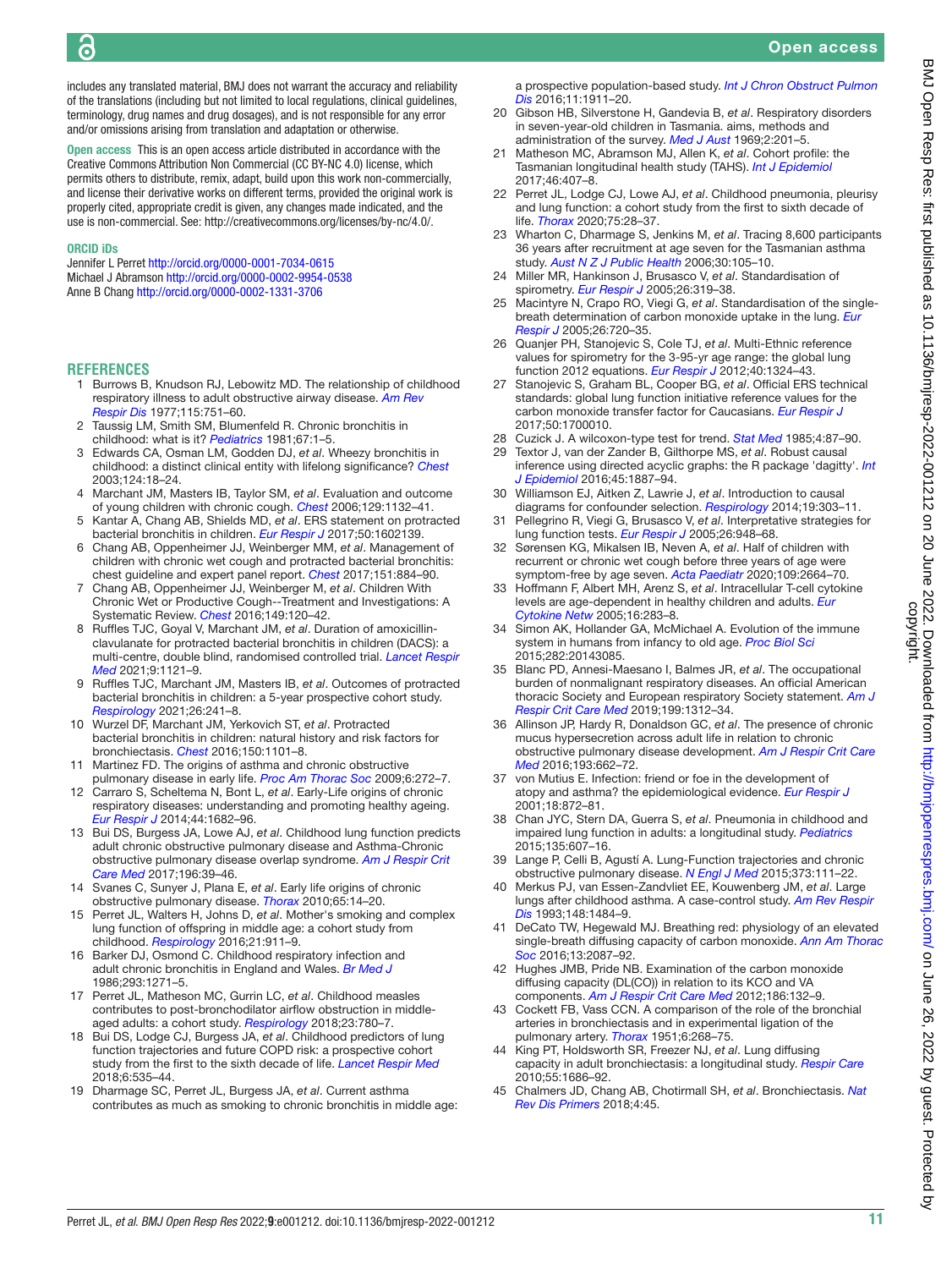includes any translated material, BMJ does not warrant the accuracy and reliability of the translations (including but not limited to local regulations, clinical guidelines, terminology, drug names and drug dosages), and is not responsible for any error and/or omissions arising from translation and adaptation or otherwise.

**Open access** This is an open access article distributed in accordance with the Creative Commons Attribution Non Commercial (CC BY-NC 4.0) license, which permits others to distribute, remix, adapt, build upon this work non-commercially, and license their derivative works on different terms, provided the original work is properly cited, appropriate credit is given, any changes made indicated, and the use is non-commercial. See: http://creativecommons.org/licenses/by-nc/4.0/.

**ORCID iDs**

Jennifer L Perret http://orcid.org/0000-0001-7034-0615
Michael J Abramson http://orcid.org/0000-0002-9954-0538
Anne B Chang http://orcid.org/0000-0002-1331-3706

## REFERENCES

1. Burrows B, Knudson RJ, Lebowitz MD. The relationship of childhood respiratory illness to adult obstructive airway disease. *Am Rev Respir Dis* 1977;115:751–60.
2. Taussig LM, Smith SM, Blumenfeld R. Chronic bronchitis in childhood: what is it? *Pediatrics* 1981;67:1–5.
3. Edwards CA, Osman LM, Godden DJ, *et al*. Wheezy bronchitis in childhood: a distinct clinical entity with lifelong significance? *Chest* 2003;124:18–24.
4. Marchant JM, Masters IB, Taylor SM, *et al*. Evaluation and outcome of young children with chronic cough. *Chest* 2006;129:1132–41.
5. Kantar A, Chang AB, Shields MD, *et al*. ERS statement on protracted bacterial bronchitis in children. *Eur Respir J* 2017;50:1602139.
6. Chang AB, Oppenheimer JJ, Weinberger MM, *et al*. Management of children with chronic wet cough and protracted bacterial bronchitis: chest guideline and expert panel report. *Chest* 2017;151:884–90.
7. Chang AB, Oppenheimer JJ, Weinberger M, *et al*. Children With Chronic Wet or Productive Cough--Treatment and Investigations: A Systematic Review. *Chest* 2016;149:120–42.
8. Ruffles TJC, Goyal V, Marchant JM, *et al*. Duration of amoxicillin-clavulanate for protracted bacterial bronchitis in children (DACS): a multi-centre, double blind, randomised controlled trial. *Lancet Respir Med* 2021;9:1121–9.
9. Ruffles TJC, Marchant JM, Masters IB, *et al*. Outcomes of protracted bacterial bronchitis in children: a 5-year prospective cohort study. *Respirology* 2021;26:241–8.
10. Wurzel DF, Marchant JM, Yerkovich ST, *et al*. Protracted bacterial bronchitis in children: natural history and risk factors for bronchiectasis. *Chest* 2016;150:1101–8.
11. Martinez FD. The origins of asthma and chronic obstructive pulmonary disease in early life. *Proc Am Thorac Soc* 2009;6:272–7.
12. Carraro S, Scheltema N, Bont L, *et al*. Early-Life origins of chronic respiratory diseases: understanding and promoting healthy ageing. *Eur Respir J* 2014;44:1682–96.
13. Bui DS, Burgess JA, Lowe AJ, *et al*. Childhood lung function predicts adult chronic obstructive pulmonary disease and Asthma-Chronic obstructive pulmonary disease overlap syndrome. *Am J Respir Crit Care Med* 2017;196:39–46.
14. Svanes C, Sunyer J, Plana E, *et al*. Early life origins of chronic obstructive pulmonary disease. *Thorax* 2010;65:14–20.
15. Perret JL, Walters H, Johns D, *et al*. Mother's smoking and complex lung function of offspring in middle age: a cohort study from childhood. *Respirology* 2016;21:911–9.
16. Barker DJ, Osmond C. Childhood respiratory infection and adult chronic bronchitis in England and Wales. *Br Med J* 1986;293:1271–5.
17. Perret JL, Matheson MC, Gurrin LC, *et al*. Childhood measles contributes to post-bronchodilator airflow obstruction in middle-aged adults: a cohort study. *Respirology* 2018;23:780–7.
18. Bui DS, Lodge CJ, Burgess JA, *et al*. Childhood predictors of lung function trajectories and future COPD risk: a prospective cohort study from the first to the sixth decade of life. *Lancet Respir Med* 2018;6:535–44.
19. Dharmage SC, Perret JL, Burgess JA, *et al*. Current asthma contributes as much as smoking to chronic bronchitis in middle age: a prospective population-based study. *Int J Chron Obstruct Pulmon Dis* 2016;11:1911–20.
20. Gibson HB, Silverstone H, Gandevia B, *et al*. Respiratory disorders in seven-year-old children in Tasmania. aims, methods and administration of the survey. *Med J Aust* 1969;2:201–5.
21. Matheson MC, Abramson MJ, Allen K, *et al*. Cohort profile: the Tasmanian longitudinal health study (TAHS). *Int J Epidemiol* 2017;46:407–8.
22. Perret JL, Lodge CJ, Lowe AJ, *et al*. Childhood pneumonia, pleurisy and lung function: a cohort study from the first to sixth decade of life. *Thorax* 2020;75:28–37.
23. Wharton C, Dharmage S, Jenkins M, *et al*. Tracing 8,600 participants 36 years after recruitment at age seven for the Tasmanian asthma study. *Aust N Z J Public Health* 2006;30:105–10.
24. Miller MR, Hankinson J, Brusasco V, *et al*. Standardisation of spirometry. *Eur Respir J* 2005;26:319–38.
25. Macintyre N, Crapo RO, Viegi G, *et al*. Standardisation of the single-breath determination of carbon monoxide uptake in the lung. *Eur Respir J* 2005;26:720–35.
26. Quanjer PH, Stanojevic S, Cole TJ, *et al*. Multi-Ethnic reference values for spirometry for the 3-95-yr age range: the global lung function 2012 equations. *Eur Respir J* 2012;40:1324–43.
27. Stanojevic S, Graham BL, Cooper BG, *et al*. Official ERS technical standards: global lung function initiative reference values for the carbon monoxide transfer factor for Caucasians. *Eur Respir J* 2017;50:1700010.
28. Cuzick J. A wilcoxon-type test for trend. *Stat Med* 1985;4:87–90.
29. Textor J, van der Zander B, Gilthorpe MS, *et al*. Robust causal inference using directed acyclic graphs: the R package 'dagitty'. *Int J Epidemiol* 2016;45:1887–94.
30. Williamson EJ, Aitken Z, Lawrie J, *et al*. Introduction to causal diagrams for confounder selection. *Respirology* 2014;19:303–11.
31. Pellegrino R, Viegi G, Brusasco V, *et al*. Interpretative strategies for lung function tests. *Eur Respir J* 2005;26:948–68.
32. Sørensen KG, Mikalsen IB, Nevén A, *et al*. Half of children with recurrent or chronic wet cough before three years of age were symptom-free by age seven. *Acta Paediatr* 2020;109:2664–70.
33. Hoffmann F, Albert MH, Arenz S, *et al*. Intracellular T-cell cytokine levels are age-dependent in healthy children and adults. *Eur Cytokine Netw* 2005;16:283–8.
34. Simon AK, Hollander GA, McMichael A. Evolution of the immune system in humans from infancy to old age. *Proc Biol Sci* 2015;282:20143085.
35. Blanc PD, Annesi-Maesano I, Balmes JR, *et al*. The occupational burden of nonmalignant respiratory diseases. An official American thoracic Society and European respiratory Society statement. *Am J Respir Crit Care Med* 2019;199:1312–34.
36. Allinson JP, Hardy R, Donaldson GC, *et al*. The presence of chronic mucus hypersecretion across adult life in relation to chronic obstructive pulmonary disease development. *Am J Respir Crit Care Med* 2016;193:662–72.
37. von Mutius E. Infection: friend or foe in the development of atopy and asthma? the epidemiological evidence. *Eur Respir J* 2001;18:872–81.
38. Chan JYC, Stern DA, Guerra S, *et al*. Pneumonia in childhood and impaired lung function in adults: a longitudinal study. *Pediatrics* 2015;135:607–16.
39. Lange P, Celli B, Agustí A. Lung-Function trajectories and chronic obstructive pulmonary disease. *N Engl J Med* 2015;373:111–22.
40. Merkus PJ, van Essen-Zandvliet EE, Kouwenberg JM, *et al*. Large lungs after childhood asthma. A case-control study. *Am Rev Respir Dis* 1993;148:1484–9.
41. DeCato TW, Hegewald MJ. Breathing red: physiology of an elevated single-breath diffusing capacity of carbon monoxide. *Ann Am Thorac Soc* 2016;13:2087–92.
42. Hughes JMB, Pride NB. Examination of the carbon monoxide diffusing capacity (DL(CO)) in relation to its KCO and VA components. *Am J Respir Crit Care Med* 2012;186:132–9.
43. Cockett FB, Vass CCN. A comparison of the role of the bronchial arteries in bronchiectasis and in experimental ligation of the pulmonary artery. *Thorax* 1951;6:268–75.
44. King PT, Holdsworth SR, Freezer NJ, *et al*. Lung diffusing capacity in adult bronchiectasis: a longitudinal study. *Respir Care* 2010;55:1686–92.
45. Chalmers JD, Chang AB, Chotirmall SH, *et al*. Bronchiectasis. *Nat Rev Dis Primers* 2018;4:45.